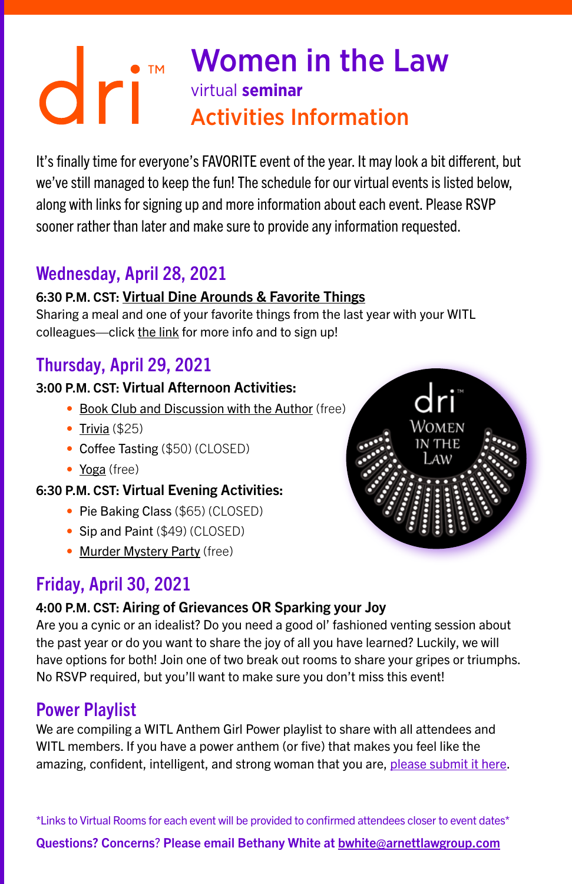# Women in the Law

virtual **seminar**

## Activities Information

It's finally time for everyone's FAVORITE event of the year. It may look a bit different, but we've still managed to keep the fun! The schedule for our virtual events is listed below, along with links for signing up and more information about each event. Please RSVP sooner rather than later and make sure to provide any information requested.

## Wednesday, April 28, 2021

**6:30 P.M. CST: Virtual Dine Arounds & Favorite Things**

Sharing a meal and one of your favorite things from the last year with your WITL colleagues—click the link for more info and to sign up!

## Thursday, April 29, 2021

**3:00 P.M. CST: Virtual Afternoon Activities:**

- Book Club and Discussion with the Author (free)
- Trivia ($25)
- Coffee Tasting ($50) (CLOSED)
- Yoga (free)

**6:30 P.M. CST: Virtual Evening Activities:**

- Pie Baking Class ($65) (CLOSED)
- Sip and Paint ($49) (CLOSED)
- Murder Mystery Party (free)

## Friday, April 30, 2021

**4:00 P.M. CST: Airing of Grievances OR Sparking your Joy**

Are you a cynic or an idealist? Do you need a good ol' fashioned venting session about the past year or do you want to share the joy of all you have learned? Luckily, we will have options for both! Join one of two break out rooms to share your gripes or triumphs. No RSVP required, but you'll want to make sure you don't miss this event!

## Power Playlist

We are compiling a WITL Anthem Girl Power playlist to share with all attendees and WITL members. If you have a power anthem (or five) that makes you feel like the amazing, confident, intelligent, and strong woman that you are, please submit it here.

*Links to Virtual Rooms for each event will be provided to confirmed attendees closer to event dates*

**Questions? Concerns? Please email Bethany White at bwhite@arnettlawgroup.com**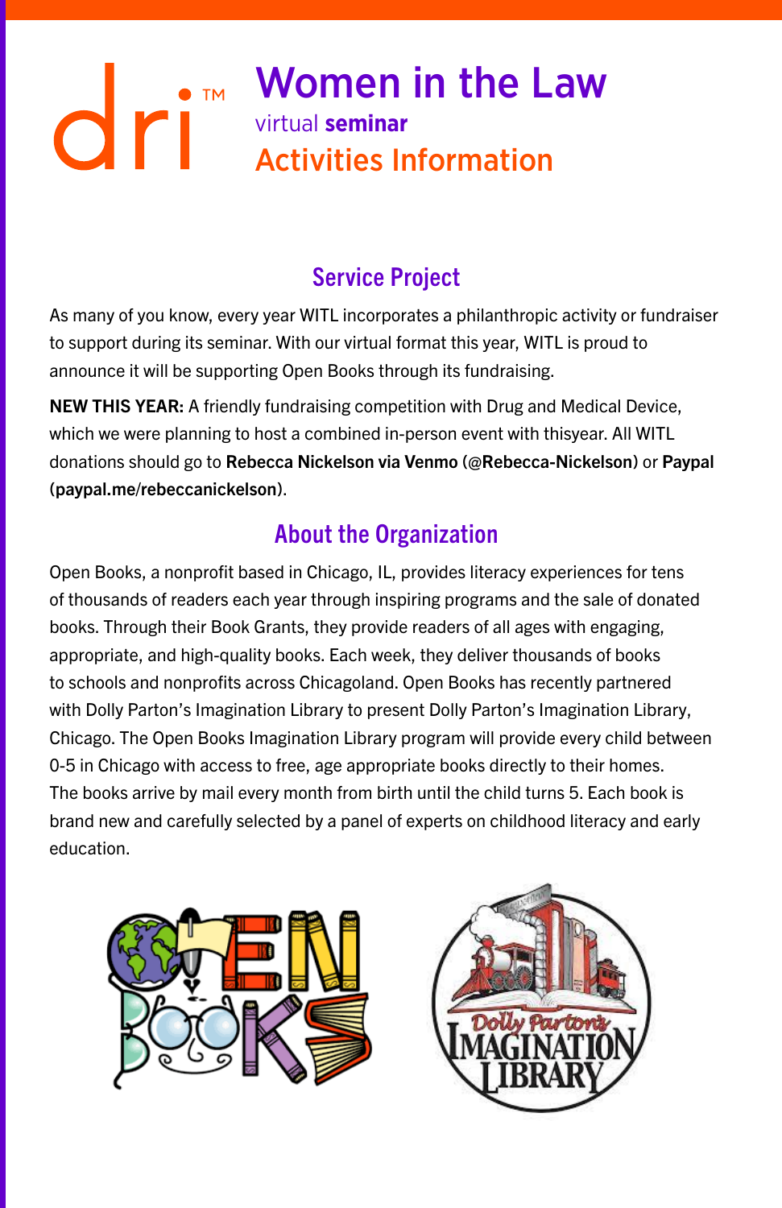# Women in the Law

virtual **seminar**

## Activities Information

### Service Project

As many of you know, every year WITL incorporates a philanthropic activity or fundraiser to support during its seminar. With our virtual format this year, WITL is proud to announce it will be supporting Open Books through its fundraising.

**NEW THIS YEAR:** A friendly fundraising competition with Drug and Medical Device, which we were planning to host a combined in-person event with thisyear. All WITL donations should go to **Rebecca Nickelson via Venmo** (**@Rebecca-Nickelson**) or **Paypal (paypal.me/rebeccanickelson)**.

### About the Organization

Open Books, a nonprofit based in Chicago, IL, provides literacy experiences for tens of thousands of readers each year through inspiring programs and the sale of donated books. Through their Book Grants, they provide readers of all ages with engaging, appropriate, and high-quality books. Each week, they deliver thousands of books to schools and nonprofits across Chicagoland. Open Books has recently partnered with Dolly Parton's Imagination Library to present Dolly Parton's Imagination Library, Chicago. The Open Books Imagination Library program will provide every child between 0-5 in Chicago with access to free, age appropriate books directly to their homes. The books arrive by mail every month from birth until the child turns 5. Each book is brand new and carefully selected by a panel of experts on childhood literacy and early education.